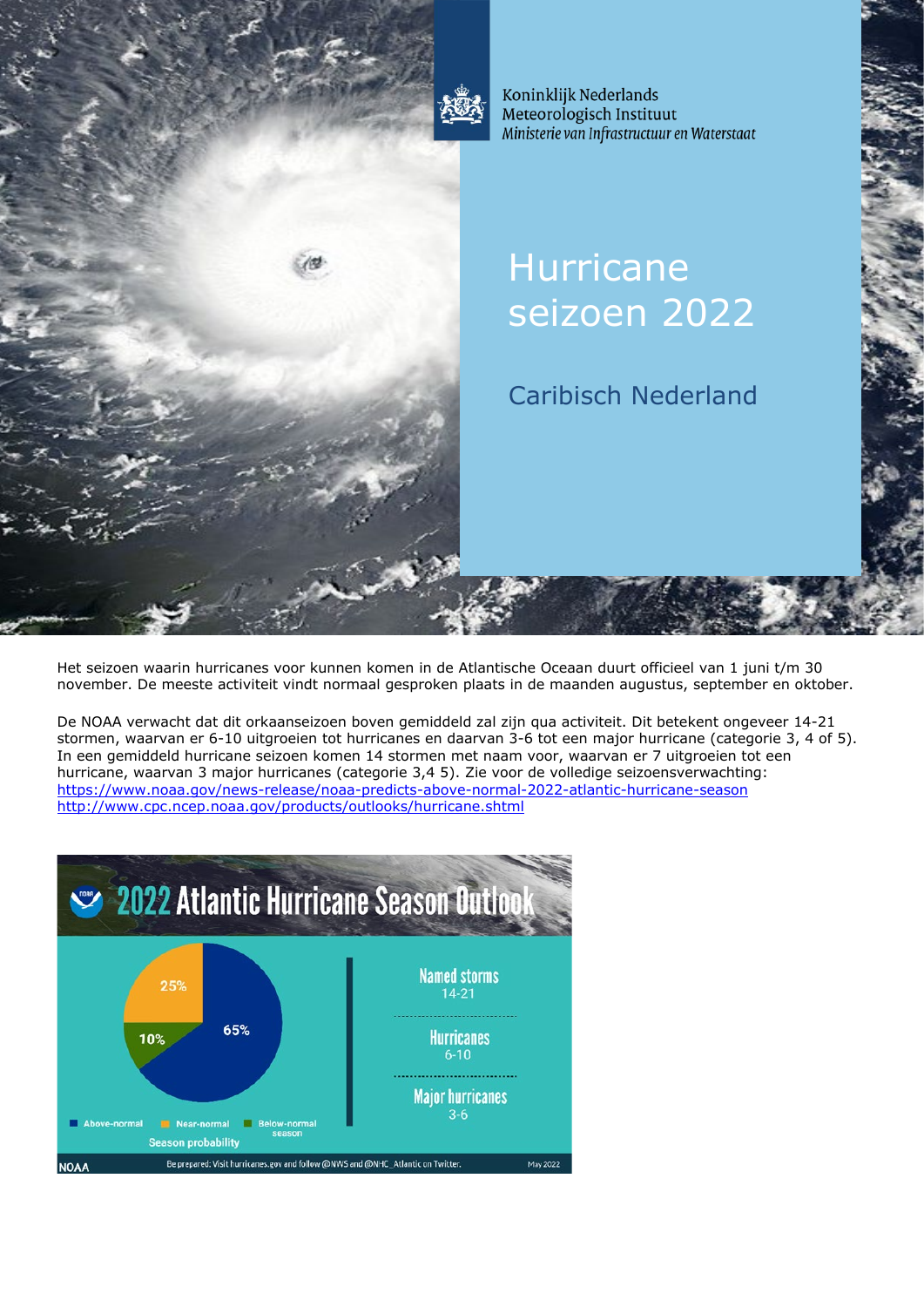Koninklijk Nederlands Meteorologisch Instituut
*Ministerie van Infrastructuur en Waterstaat*

# Hurricane seizoen 2022

## Caribisch Nederland

Het seizoen waarin hurricanes voor kunnen komen in de Atlantische Oceaan duurt officieel van 1 juni t/m 30 november. De meeste activiteit vindt normaal gesproken plaats in de maanden augustus, september en oktober.

De NOAA verwacht dat dit orkaanseizoen boven gemiddeld zal zijn qua activiteit. Dit betekent ongeveer 14-21 stormen, waarvan er 6-10 uitgroeien tot hurricanes en daarvan 3-6 tot een major hurricane (categorie 3, 4 of 5). In een gemiddeld hurricane seizoen komen 14 stormen met naam voor, waarvan er 7 uitgroeien tot een hurricane, waarvan 3 major hurricanes (categorie 3,4 5). Zie voor de volledige seizoensverwachting:
https://www.noaa.gov/news-release/noaa-predicts-above-normal-2022-atlantic-hurricane-season
http://www.cpc.ncep.noaa.gov/products/outlooks/hurricane.shtml

**2022 Atlantic Hurricane Season Outlook**

Season probability: Above-normal 65%, Near-normal 25%, Below-normal season 10%

| | |
|---|---|
| Named storms | 14-21 |
| Hurricanes | 6-10 |
| Major hurricanes | 3-6 |

NOAA — Be prepared: Visit hurricanes.gov and follow @NWS and @NHC_Atlantic on Twitter. May 2022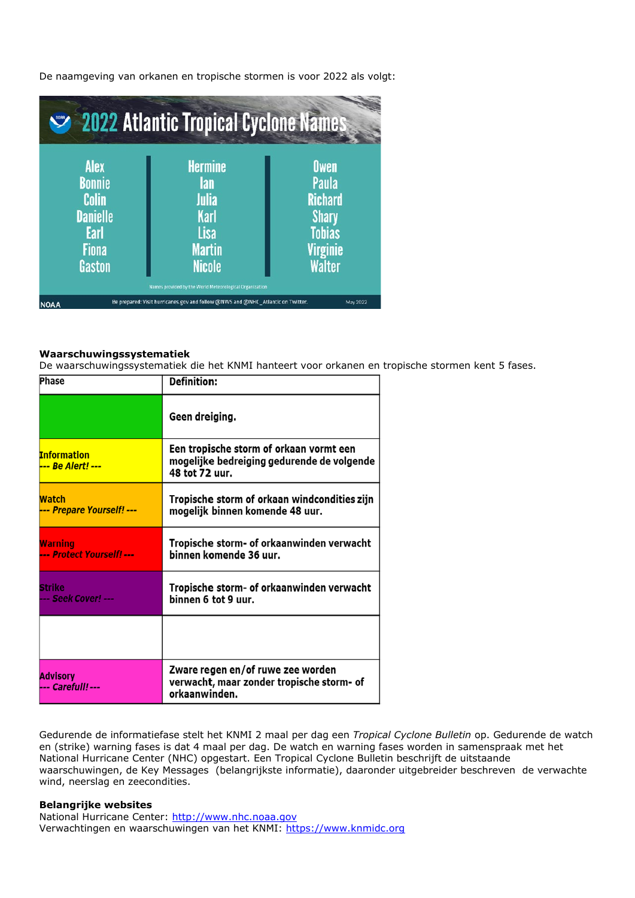De naamgeving van orkanen en tropische stormen is voor 2022 als volgt:

**2022 Atlantic Tropical Cyclone Names**

| | | |
|---|---|---|
| Alex | Hermine | Owen |
| Bonnie | Ian | Paula |
| Colin | Julia | Richard |
| Danielle | Karl | Shary |
| Earl | Lisa | Tobias |
| Fiona | Martin | Virginie |
| Gaston | Nicole | Walter |

Names provided by the World Meteorological Organization

NOAA — Be prepared: Visit hurricanes.gov and follow @NWS and @NHC_Atlantic on Twitter. — May 2022

**Waarschuwingssystematiek**
De waarschuwingssystematiek die het KNMI hanteert voor orkanen en tropische stormen kent 5 fases.

| Phase | Definition: |
|---|---|
| | Geen dreiging. |
| Information *--- Be Alert! ---* | Een tropische storm of orkaan vormt een mogelijke bedreiging gedurende de volgende 48 tot 72 uur. |
| Watch *--- Prepare Yourself! ---* | Tropische storm of orkaan windcondities zijn mogelijk binnen komende 48 uur. |
| Warning *--- Protect Yourself! ---* | Tropische storm- of orkaanwinden verwacht binnen komende 36 uur. |
| Strike *--- Seek Cover! ---* | Tropische storm- of orkaanwinden verwacht binnen 6 tot 9 uur. |
| | |
| Advisory *--- Carefull! ---* | Zware regen en/of ruwe zee worden verwacht, maar zonder tropische storm- of orkaanwinden. |

Gedurende de informatiefase stelt het KNMI 2 maal per dag een *Tropical Cyclone Bulletin* op. Gedurende de watch en (strike) warning fases is dat 4 maal per dag. De watch en warning fases worden in samenspraak met het National Hurricane Center (NHC) opgestart. Een Tropical Cyclone Bulletin beschrijft de uitstaande waarschuwingen, de Key Messages (belangrijkste informatie), daaronder uitgebreider beschreven de verwachte wind, neerslag en zeecondities.

**Belangrijke websites**
National Hurricane Center: http://www.nhc.noaa.gov
Verwachtingen en waarschuwingen van het KNMI: https://www.knmidc.org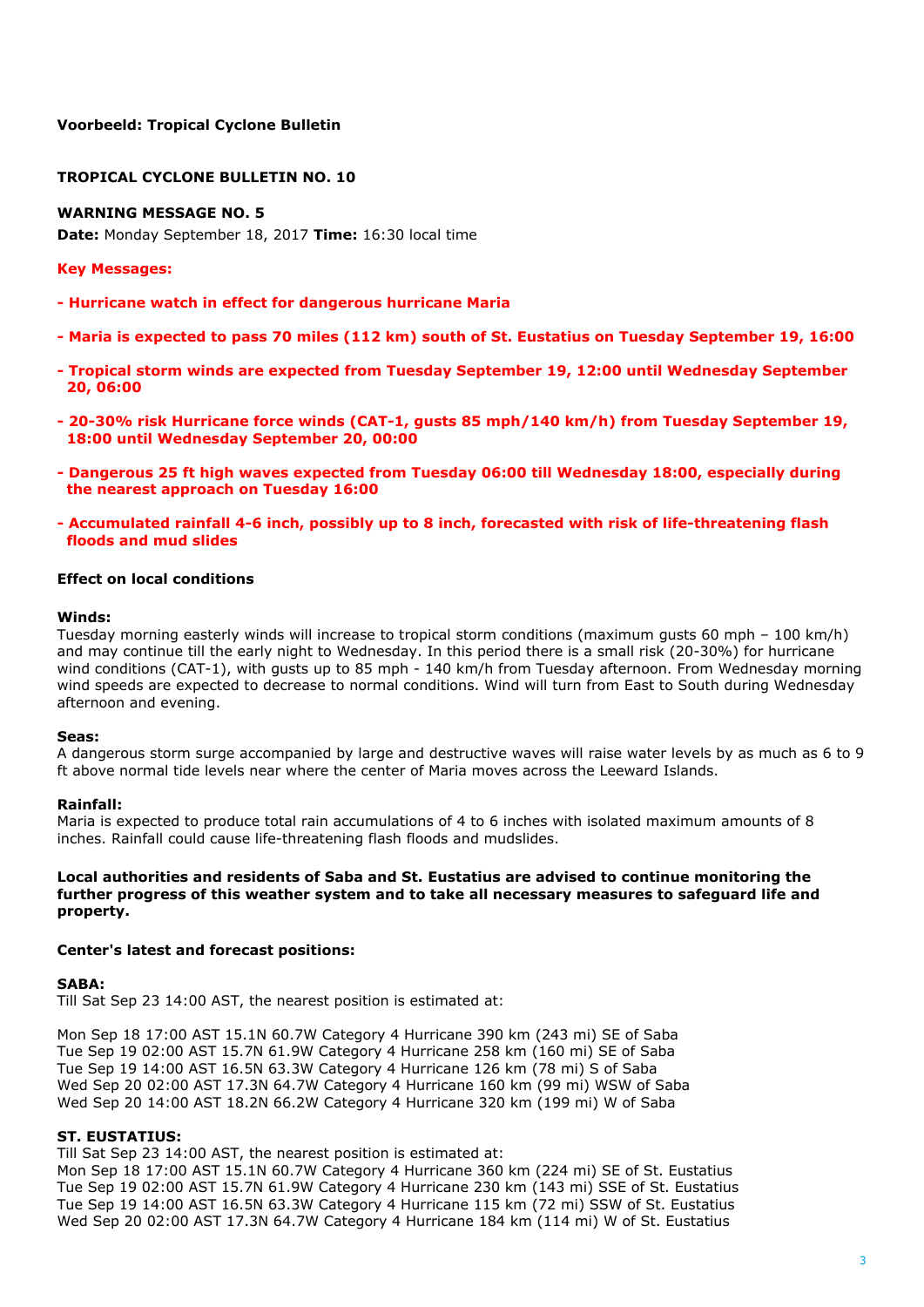**Voorbeeld: Tropical Cyclone Bulletin**

**TROPICAL CYCLONE BULLETIN NO. 10**

**WARNING MESSAGE NO. 5**

**Date:** Monday September 18, 2017 **Time:** 16:30 local time

**Key Messages:**

- **Hurricane watch in effect for dangerous hurricane Maria**
- **Maria is expected to pass 70 miles (112 km) south of St. Eustatius on Tuesday September 19, 16:00**
- **Tropical storm winds are expected from Tuesday September 19, 12:00 until Wednesday September 20, 06:00**
- **20-30% risk Hurricane force winds (CAT-1, gusts 85 mph/140 km/h) from Tuesday September 19, 18:00 until Wednesday September 20, 00:00**
- **Dangerous 25 ft high waves expected from Tuesday 06:00 till Wednesday 18:00, especially during the nearest approach on Tuesday 16:00**
- **Accumulated rainfall 4-6 inch, possibly up to 8 inch, forecasted with risk of life-threatening flash floods and mud slides**

**Effect on local conditions**

**Winds:**
Tuesday morning easterly winds will increase to tropical storm conditions (maximum gusts 60 mph – 100 km/h) and may continue till the early night to Wednesday. In this period there is a small risk (20-30%) for hurricane wind conditions (CAT-1), with gusts up to 85 mph - 140 km/h from Tuesday afternoon. From Wednesday morning wind speeds are expected to decrease to normal conditions. Wind will turn from East to South during Wednesday afternoon and evening.

**Seas:**
A dangerous storm surge accompanied by large and destructive waves will raise water levels by as much as 6 to 9 ft above normal tide levels near where the center of Maria moves across the Leeward Islands.

**Rainfall:**
Maria is expected to produce total rain accumulations of 4 to 6 inches with isolated maximum amounts of 8 inches. Rainfall could cause life-threatening flash floods and mudslides.

**Local authorities and residents of Saba and St. Eustatius are advised to continue monitoring the further progress of this weather system and to take all necessary measures to safeguard life and property.**

**Center's latest and forecast positions:**

**SABA:**
Till Sat Sep 23 14:00 AST, the nearest position is estimated at:

Mon Sep 18 17:00 AST 15.1N 60.7W Category 4 Hurricane 390 km (243 mi) SE of Saba
Tue Sep 19 02:00 AST 15.7N 61.9W Category 4 Hurricane 258 km (160 mi) SE of Saba
Tue Sep 19 14:00 AST 16.5N 63.3W Category 4 Hurricane 126 km (78 mi) S of Saba
Wed Sep 20 02:00 AST 17.3N 64.7W Category 4 Hurricane 160 km (99 mi) WSW of Saba
Wed Sep 20 14:00 AST 18.2N 66.2W Category 4 Hurricane 320 km (199 mi) W of Saba

**ST. EUSTATIUS:**
Till Sat Sep 23 14:00 AST, the nearest position is estimated at:
Mon Sep 18 17:00 AST 15.1N 60.7W Category 4 Hurricane 360 km (224 mi) SE of St. Eustatius
Tue Sep 19 02:00 AST 15.7N 61.9W Category 4 Hurricane 230 km (143 mi) SSE of St. Eustatius
Tue Sep 19 14:00 AST 16.5N 63.3W Category 4 Hurricane 115 km (72 mi) SSW of St. Eustatius
Wed Sep 20 02:00 AST 17.3N 64.7W Category 4 Hurricane 184 km (114 mi) W of St. Eustatius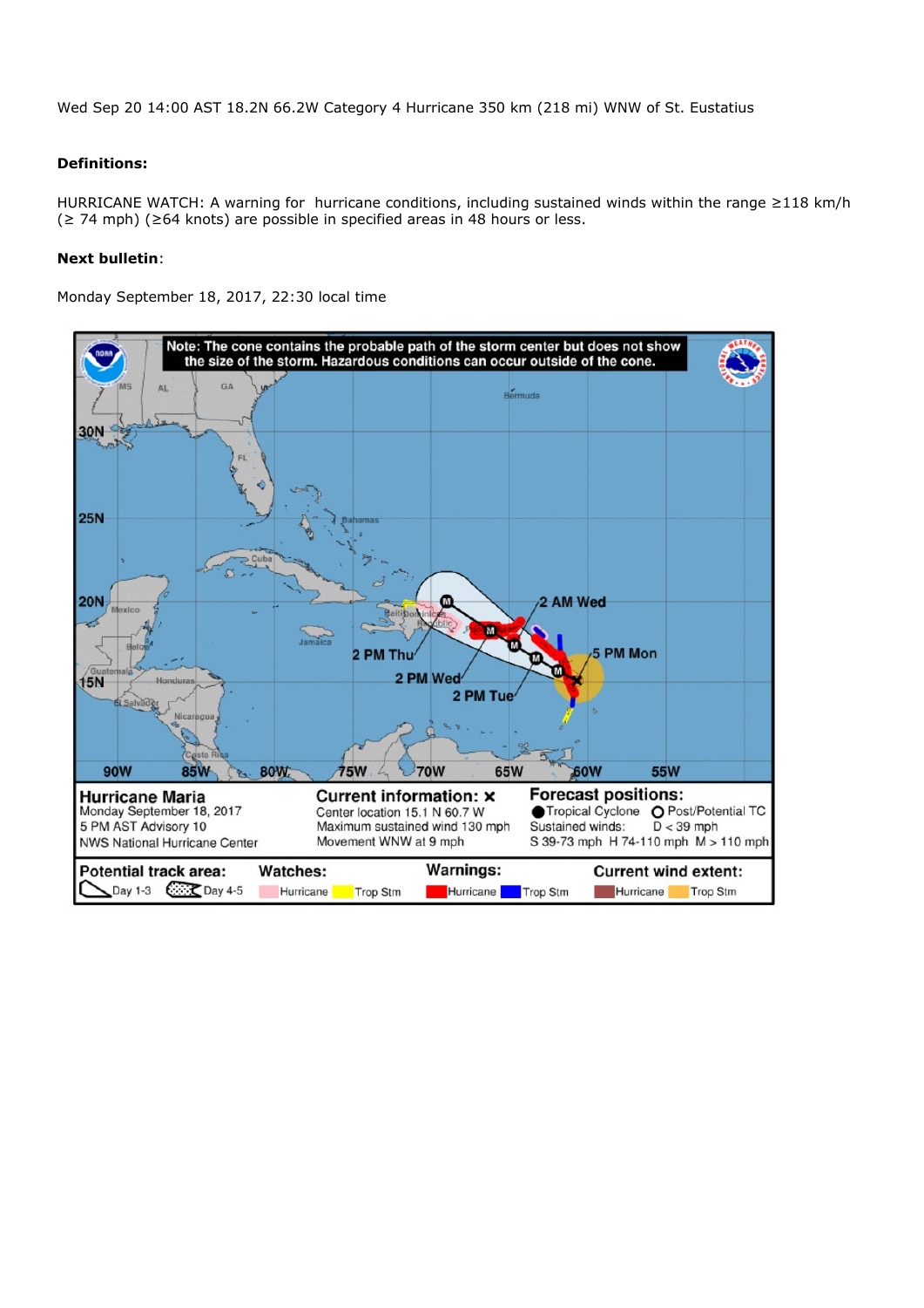Wed Sep 20 14:00 AST 18.2N 66.2W Category 4 Hurricane 350 km (218 mi) WNW of St. Eustatius

**Definitions:**

HURRICANE WATCH: A warning for hurricane conditions, including sustained winds within the range ≥118 km/h (≥ 74 mph) (≥64 knots) are possible in specified areas in 48 hours or less.

**Next bulletin**:

Monday September 18, 2017, 22:30 local time

Note: The cone contains the probable path of the storm center but does not show the size of the storm. Hazardous conditions can occur outside of the cone.

2 AM Wed

5 PM Mon

2 PM Thu

2 PM Wed

2 PM Tue

30N

25N

20N

15N

90W 85W 80W 75W 70W 65W 60W 55W

**Hurricane Maria**
Monday September 18, 2017
5 PM AST Advisory 10
NWS National Hurricane Center

**Current information:** ✕
Center location 15.1 N 60.7 W
Maximum sustained wind 130 mph
Movement WNW at 9 mph

**Forecast positions:**
● Tropical Cyclone ○ Post/Potential TC
Sustained winds: D < 39 mph
S 39-73 mph H 74-110 mph M > 110 mph

**Potential track area:** Day 1-3 Day 4-5

**Watches:** Hurricane Trop Stm

**Warnings:** Hurricane Trop Stm

**Current wind extent:** Hurricane Trop Stm